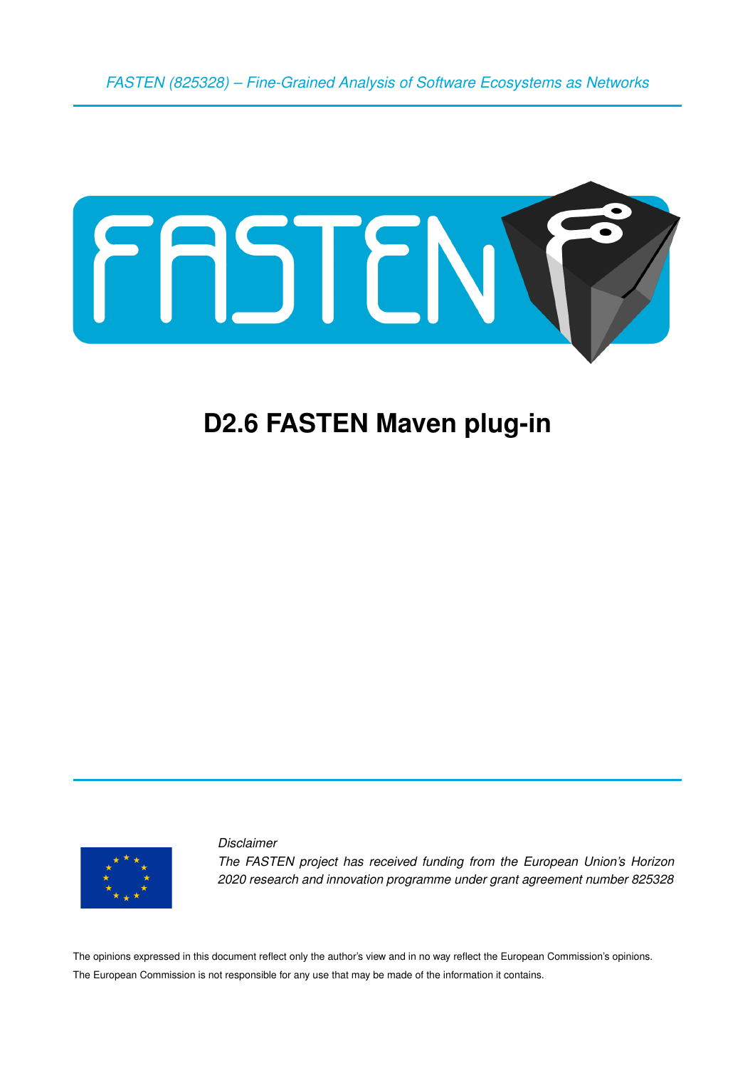*FASTEN (825328) – Fine-Grained Analysis of Software Ecosystems as Networks*

# D2.6 FASTEN Maven plug-in

*Disclaimer*

*The FASTEN project has received funding from the European Union's Horizon 2020 research and innovation programme under grant agreement number 825328*

The opinions expressed in this document reflect only the author's view and in no way reflect the European Commission's opinions. The European Commission is not responsible for any use that may be made of the information it contains.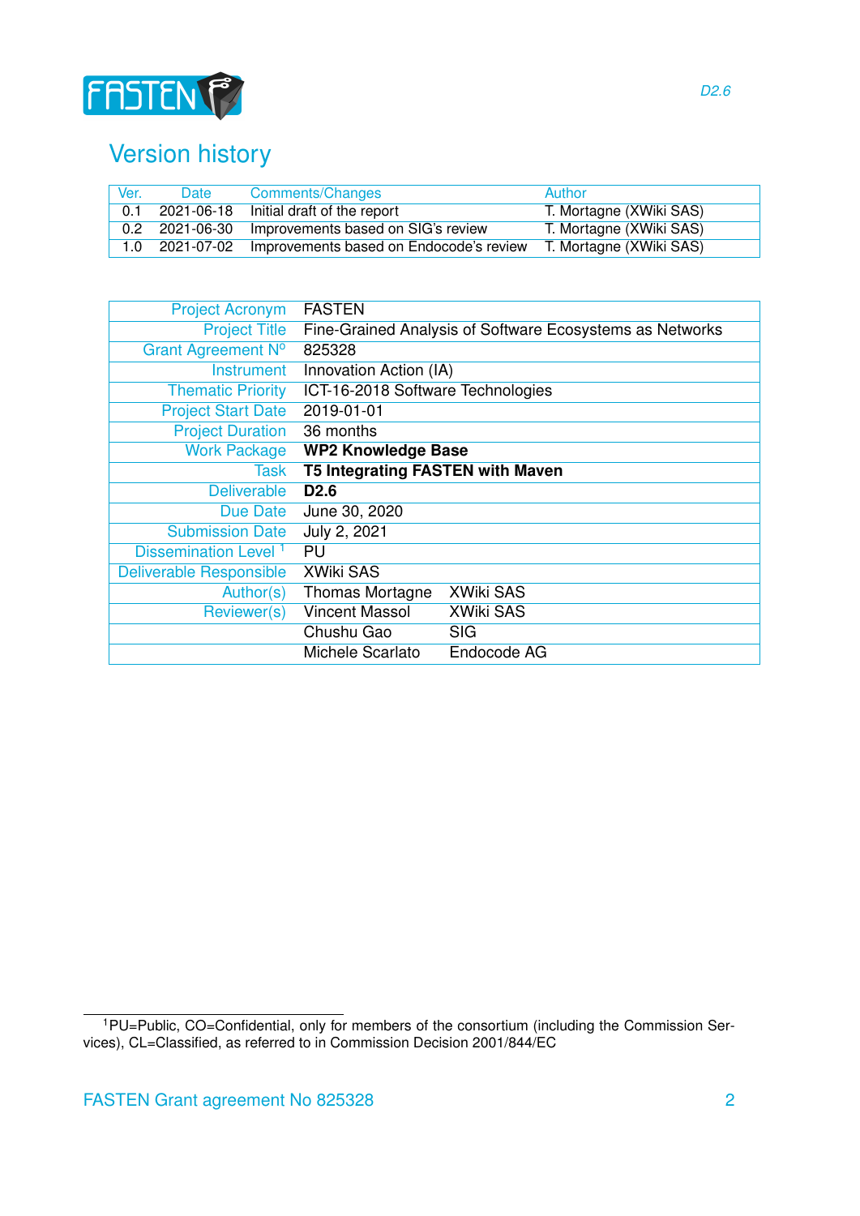# Version history

| Ver. | Date | Comments/Changes | Author |
|---|---|---|---|
| 0.1 | 2021-06-18 | Initial draft of the report | T. Mortagne (XWiki SAS) |
| 0.2 | 2021-06-30 | Improvements based on SIG's review | T. Mortagne (XWiki SAS) |
| 1.0 | 2021-07-02 | Improvements based on Endocode's review | T. Mortagne (XWiki SAS) |

| | | |
|---|---|---|
| Project Acronym | FASTEN | |
| Project Title | Fine-Grained Analysis of Software Ecosystems as Networks | |
| Grant Agreement Nº | 825328 | |
| Instrument | Innovation Action (IA) | |
| Thematic Priority | ICT-16-2018 Software Technologies | |
| Project Start Date | 2019-01-01 | |
| Project Duration | 36 months | |
| Work Package | **WP2 Knowledge Base** | |
| Task | **T5 Integrating FASTEN with Maven** | |
| Deliverable | **D2.6** | |
| Due Date | June 30, 2020 | |
| Submission Date | July 2, 2021 | |
| Dissemination Level [1] | PU | |
| Deliverable Responsible | XWiki SAS | |
| Author(s) | Thomas Mortagne | XWiki SAS |
| Reviewer(s) | Vincent Massol | XWiki SAS |
| | Chushu Gao | SIG |
| | Michele Scarlato | Endocode AG |

[1] PU=Public, CO=Confidential, only for members of the consortium (including the Commission Services), CL=Classified, as referred to in Commission Decision 2001/844/EC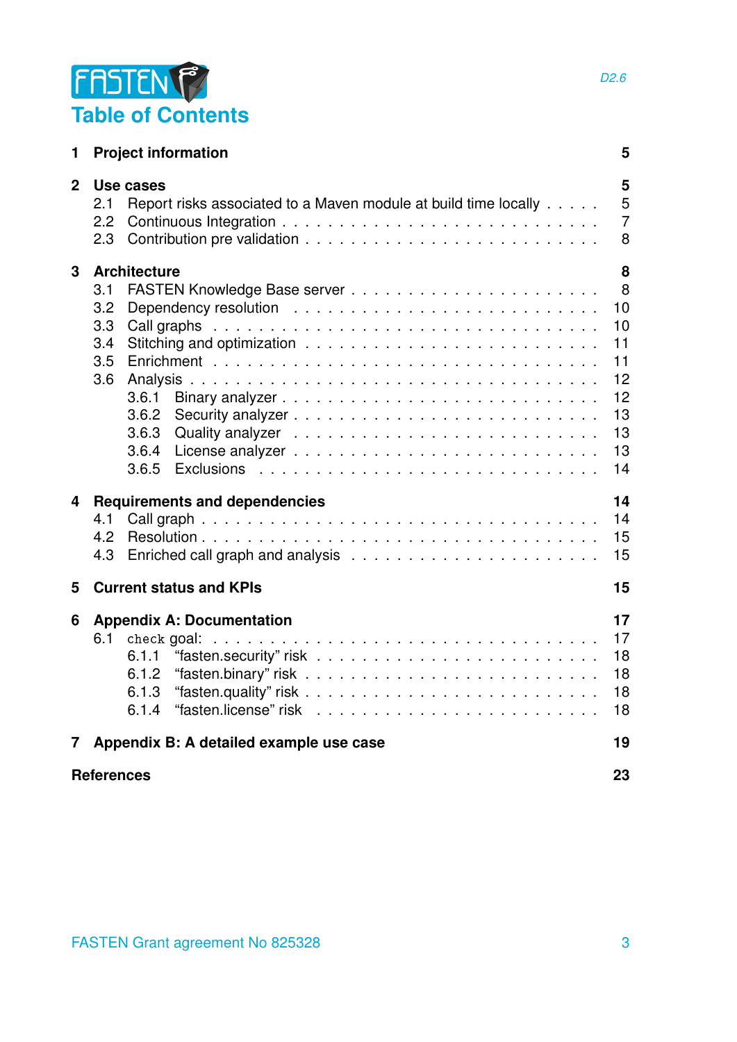# Table of Contents

**1 Project information** — **5**

**2 Use cases** — **5**

- 2.1 Report risks associated to a Maven module at build time locally — 5
- 2.2 Continuous Integration — 7
- 2.3 Contribution pre validation — 8

**3 Architecture** — **8**

- 3.1 FASTEN Knowledge Base server — 8
- 3.2 Dependency resolution — 10
- 3.3 Call graphs — 10
- 3.4 Stitching and optimization — 11
- 3.5 Enrichment — 11
- 3.6 Analysis — 12
  - 3.6.1 Binary analyzer — 12
  - 3.6.2 Security analyzer — 13
  - 3.6.3 Quality analyzer — 13
  - 3.6.4 License analyzer — 13
  - 3.6.5 Exclusions — 14

**4 Requirements and dependencies** — **14**

- 4.1 Call graph — 14
- 4.2 Resolution — 15
- 4.3 Enriched call graph and analysis — 15

**5 Current status and KPIs** — **15**

**6 Appendix A: Documentation** — **17**

- 6.1 `check` goal: — 17
  - 6.1.1 "fasten.security" risk — 18
  - 6.1.2 "fasten.binary" risk — 18
  - 6.1.3 "fasten.quality" risk — 18
  - 6.1.4 "fasten.license" risk — 18

**7 Appendix B: A detailed example use case** — **19**

**References** — **23**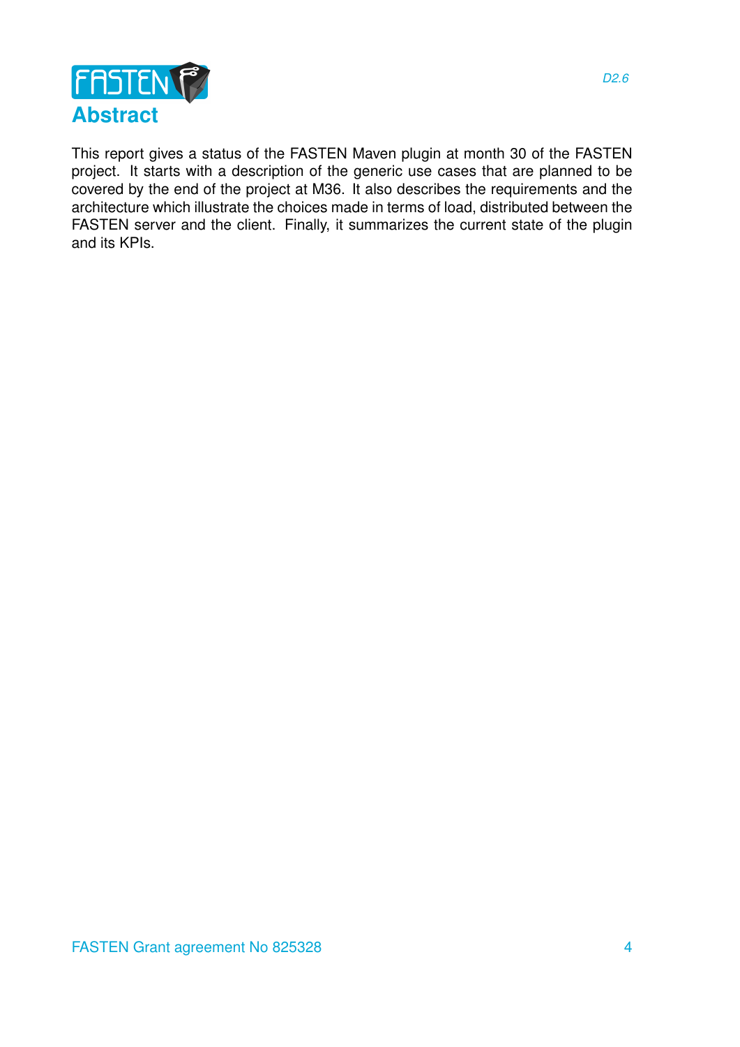# Abstract

This report gives a status of the FASTEN Maven plugin at month 30 of the FASTEN project. It starts with a description of the generic use cases that are planned to be covered by the end of the project at M36. It also describes the requirements and the architecture which illustrate the choices made in terms of load, distributed between the FASTEN server and the client. Finally, it summarizes the current state of the plugin and its KPIs.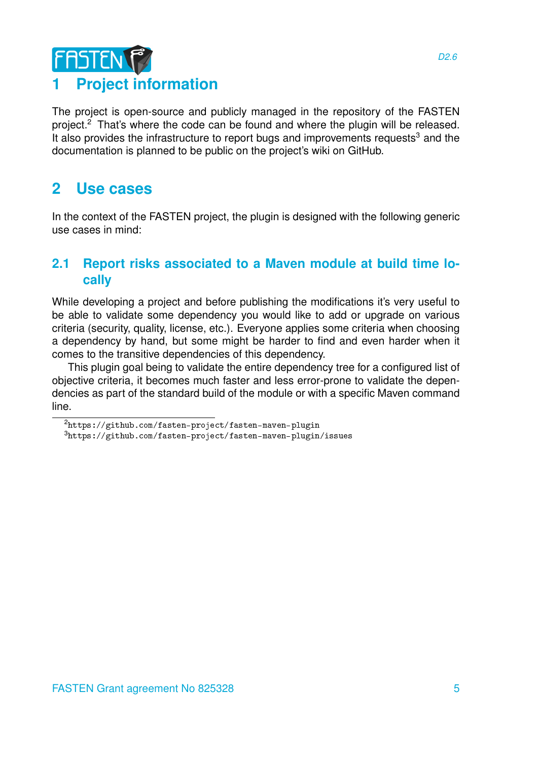# 1 Project information

The project is open-source and publicly managed in the repository of the FASTEN project.[2] That's where the code can be found and where the plugin will be released. It also provides the infrastructure to report bugs and improvements requests[3] and the documentation is planned to be public on the project's wiki on GitHub.

# 2 Use cases

In the context of the FASTEN project, the plugin is designed with the following generic use cases in mind:

## 2.1 Report risks associated to a Maven module at build time locally

While developing a project and before publishing the modifications it's very useful to be able to validate some dependency you would like to add or upgrade on various criteria (security, quality, license, etc.). Everyone applies some criteria when choosing a dependency by hand, but some might be harder to find and even harder when it comes to the transitive dependencies of this dependency.

This plugin goal being to validate the entire dependency tree for a configured list of objective criteria, it becomes much faster and less error-prone to validate the dependencies as part of the standard build of the module or with a specific Maven command line.

---

[2] https://github.com/fasten-project/fasten-maven-plugin

[3] https://github.com/fasten-project/fasten-maven-plugin/issues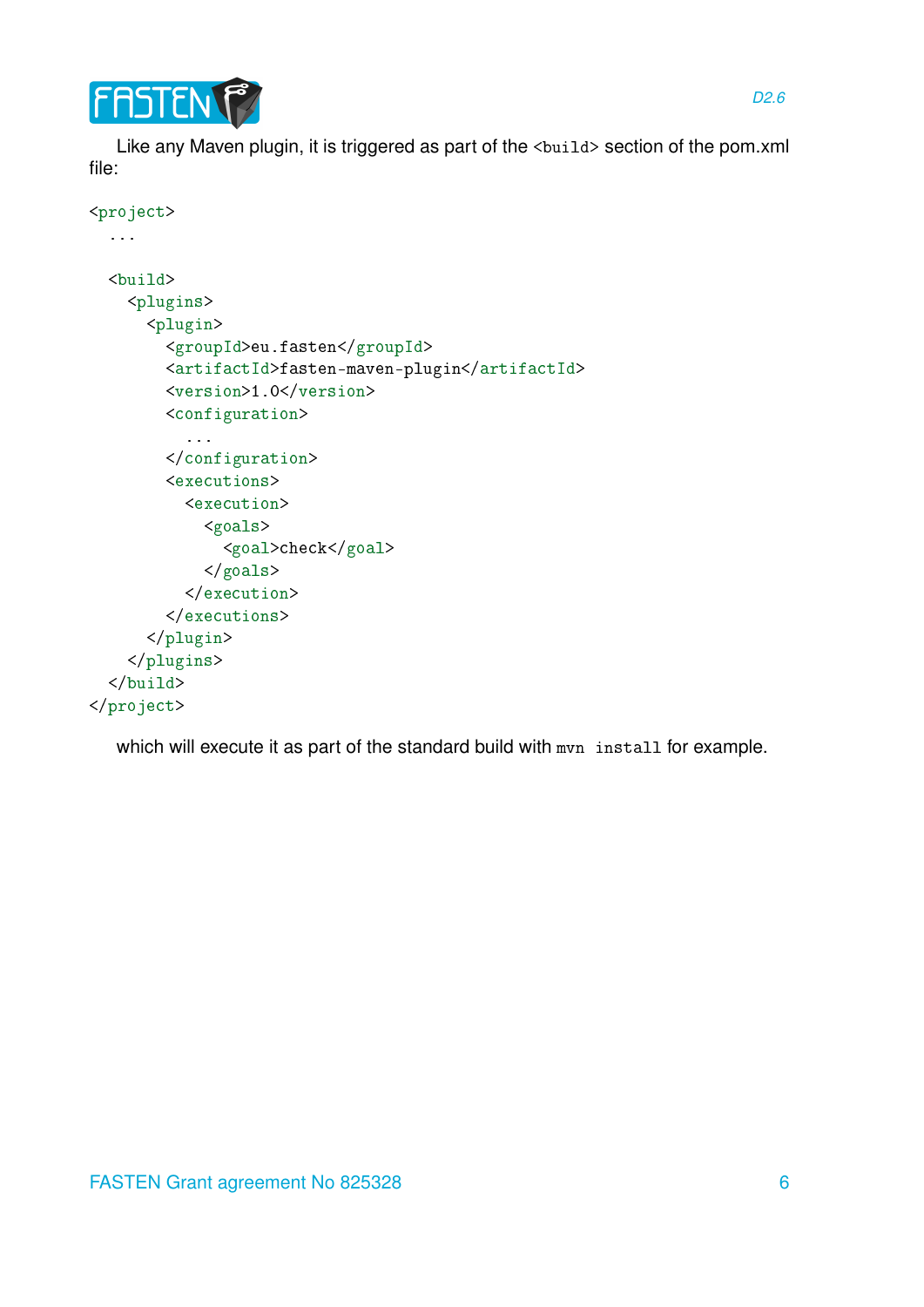Like any Maven plugin, it is triggered as part of the `<build>` section of the pom.xml file:

```
<project>
  ...

  <build>
    <plugins>
      <plugin>
        <groupId>eu.fasten</groupId>
        <artifactId>fasten-maven-plugin</artifactId>
        <version>1.0</version>
        <configuration>
          ...
        </configuration>
        <executions>
          <execution>
            <goals>
              <goal>check</goal>
            </goals>
          </execution>
        </executions>
      </plugin>
    </plugins>
  </build>
</project>
```

which will execute it as part of the standard build with `mvn install` for example.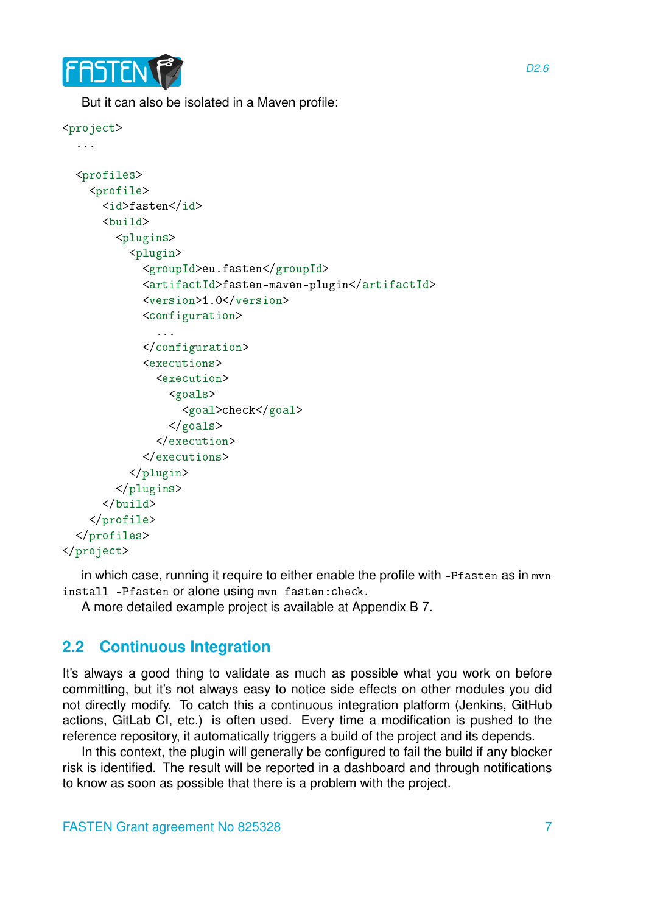But it can also be isolated in a Maven profile:

```
<project>
  ...

  <profiles>
    <profile>
      <id>fasten</id>
      <build>
        <plugins>
          <plugin>
            <groupId>eu.fasten</groupId>
            <artifactId>fasten-maven-plugin</artifactId>
            <version>1.0</version>
            <configuration>
              ...
            </configuration>
            <executions>
              <execution>
                <goals>
                  <goal>check</goal>
                </goals>
              </execution>
            </executions>
          </plugin>
        </plugins>
      </build>
    </profile>
  </profiles>
</project>
```

in which case, running it require to either enable the profile with `-Pfasten` as in `mvn install -Pfasten` or alone using `mvn fasten:check`.

A more detailed example project is available at Appendix B 7.

## 2.2 Continuous Integration

It's always a good thing to validate as much as possible what you work on before committing, but it's not always easy to notice side effects on other modules you did not directly modify. To catch this a continuous integration platform (Jenkins, GitHub actions, GitLab CI, etc.) is often used. Every time a modification is pushed to the reference repository, it automatically triggers a build of the project and its depends.

In this context, the plugin will generally be configured to fail the build if any blocker risk is identified. The result will be reported in a dashboard and through notifications to know as soon as possible that there is a problem with the project.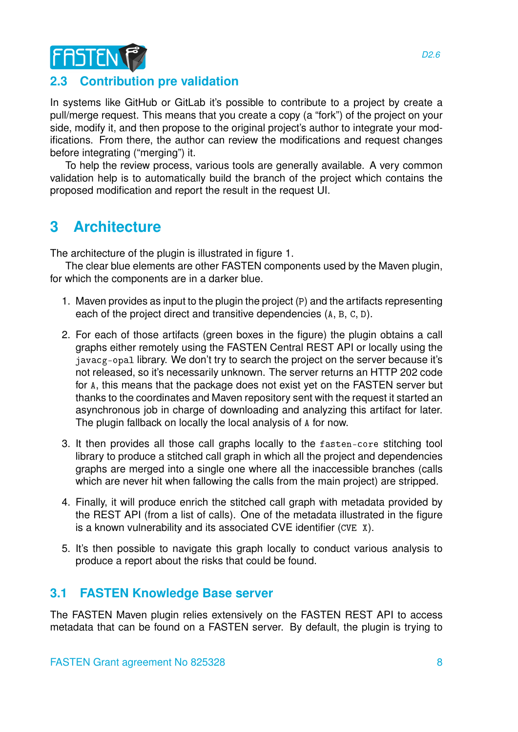## 2.3 Contribution pre validation

In systems like GitHub or GitLab it's possible to contribute to a project by create a pull/merge request. This means that you create a copy (a "fork") of the project on your side, modify it, and then propose to the original project's author to integrate your modifications. From there, the author can review the modifications and request changes before integrating ("merging") it.

To help the review process, various tools are generally available. A very common validation help is to automatically build the branch of the project which contains the proposed modification and report the result in the request UI.

# 3 Architecture

The architecture of the plugin is illustrated in figure 1.

The clear blue elements are other FASTEN components used by the Maven plugin, for which the components are in a darker blue.

1. Maven provides as input to the plugin the project (`P`) and the artifacts representing each of the project direct and transitive dependencies (`A`, `B`, `C`, `D`).

2. For each of those artifacts (green boxes in the figure) the plugin obtains a call graphs either remotely using the FASTEN Central REST API or locally using the `javacg-opal` library. We don't try to search the project on the server because it's not released, so it's necessarily unknown. The server returns an HTTP 202 code for `A`, this means that the package does not exist yet on the FASTEN server but thanks to the coordinates and Maven repository sent with the request it started an asynchronous job in charge of downloading and analyzing this artifact for later. The plugin fallback on locally the local analysis of `A` for now.

3. It then provides all those call graphs locally to the `fasten-core` stitching tool library to produce a stitched call graph in which all the project and dependencies graphs are merged into a single one where all the inaccessible branches (calls which are never hit when fallowing the calls from the main project) are stripped.

4. Finally, it will produce enrich the stitched call graph with metadata provided by the REST API (from a list of calls). One of the metadata illustrated in the figure is a known vulnerability and its associated CVE identifier (`CVE X`).

5. It's then possible to navigate this graph locally to conduct various analysis to produce a report about the risks that could be found.

## 3.1 FASTEN Knowledge Base server

The FASTEN Maven plugin relies extensively on the FASTEN REST API to access metadata that can be found on a FASTEN server. By default, the plugin is trying to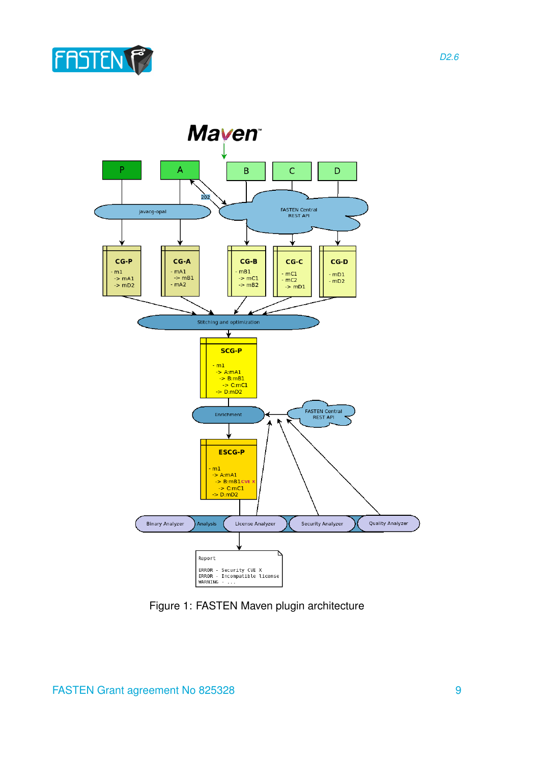Figure 1: FASTEN Maven plugin architecture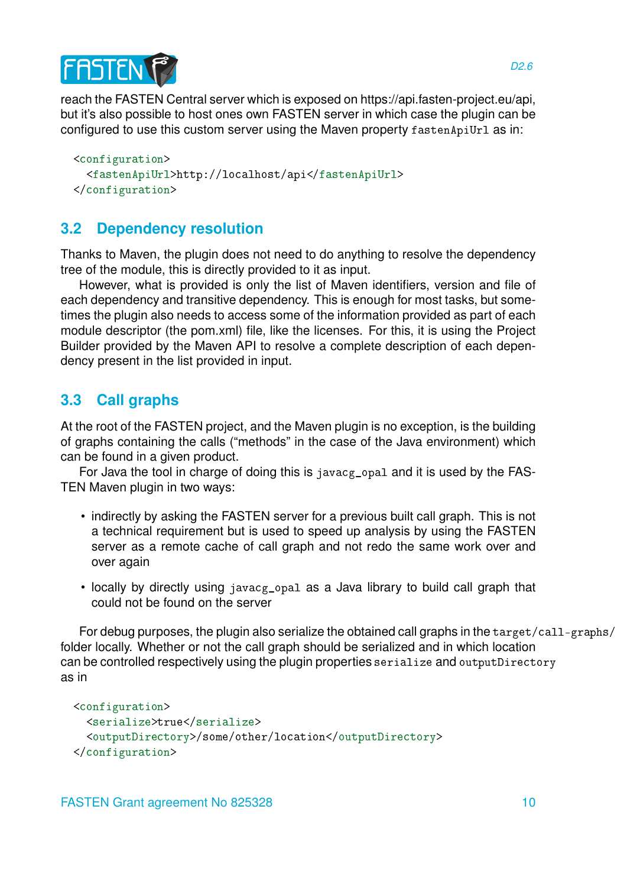reach the FASTEN Central server which is exposed on https://api.fasten-project.eu/api, but it's also possible to host ones own FASTEN server in which case the plugin can be configured to use this custom server using the Maven property `fastenApiUrl` as in:

```
<configuration>
  <fastenApiUrl>http://localhost/api</fastenApiUrl>
</configuration>
```

## 3.2 Dependency resolution

Thanks to Maven, the plugin does not need to do anything to resolve the dependency tree of the module, this is directly provided to it as input.

However, what is provided is only the list of Maven identifiers, version and file of each dependency and transitive dependency. This is enough for most tasks, but sometimes the plugin also needs to access some of the information provided as part of each module descriptor (the pom.xml) file, like the licenses. For this, it is using the Project Builder provided by the Maven API to resolve a complete description of each dependency present in the list provided in input.

## 3.3 Call graphs

At the root of the FASTEN project, and the Maven plugin is no exception, is the building of graphs containing the calls ("methods" in the case of the Java environment) which can be found in a given product.

For Java the tool in charge of doing this is `javacg_opal` and it is used by the FASTEN Maven plugin in two ways:

- indirectly by asking the FASTEN server for a previous built call graph. This is not a technical requirement but is used to speed up analysis by using the FASTEN server as a remote cache of call graph and not redo the same work over and over again
- locally by directly using `javacg_opal` as a Java library to build call graph that could not be found on the server

For debug purposes, the plugin also serialize the obtained call graphs in the `target/call-graphs/` folder locally. Whether or not the call graph should be serialized and in which location can be controlled respectively using the plugin properties `serialize` and `outputDirectory` as in

```
<configuration>
  <serialize>true</serialize>
  <outputDirectory>/some/other/location</outputDirectory>
</configuration>
```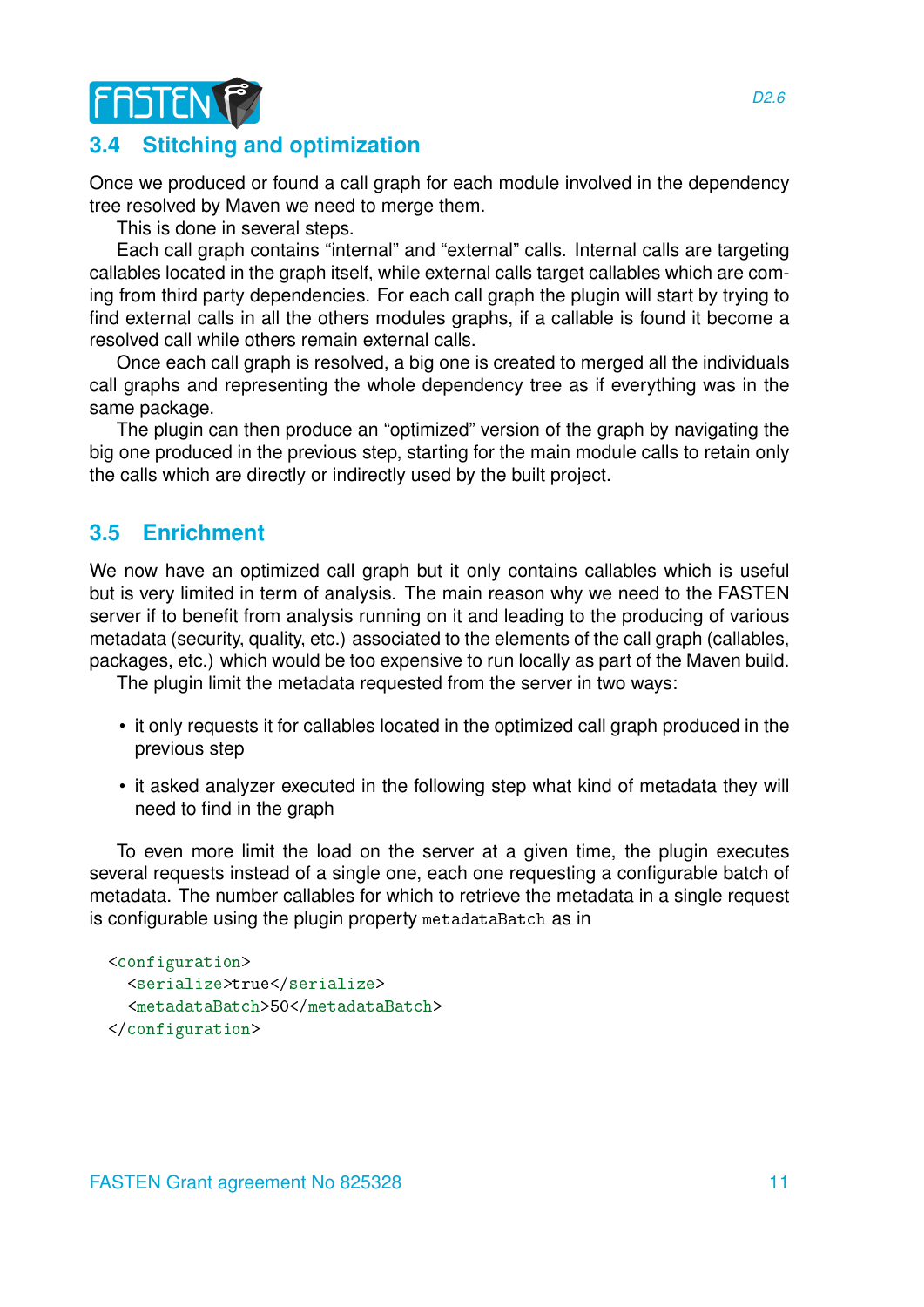## 3.4 Stitching and optimization

Once we produced or found a call graph for each module involved in the dependency tree resolved by Maven we need to merge them.

This is done in several steps.

Each call graph contains “internal” and “external” calls. Internal calls are targeting callables located in the graph itself, while external calls target callables which are coming from third party dependencies. For each call graph the plugin will start by trying to find external calls in all the others modules graphs, if a callable is found it become a resolved call while others remain external calls.

Once each call graph is resolved, a big one is created to merged all the individuals call graphs and representing the whole dependency tree as if everything was in the same package.

The plugin can then produce an “optimized” version of the graph by navigating the big one produced in the previous step, starting for the main module calls to retain only the calls which are directly or indirectly used by the built project.

## 3.5 Enrichment

We now have an optimized call graph but it only contains callables which is useful but is very limited in term of analysis. The main reason why we need to the FASTEN server if to benefit from analysis running on it and leading to the producing of various metadata (security, quality, etc.) associated to the elements of the call graph (callables, packages, etc.) which would be too expensive to run locally as part of the Maven build.

The plugin limit the metadata requested from the server in two ways:

- it only requests it for callables located in the optimized call graph produced in the previous step
- it asked analyzer executed in the following step what kind of metadata they will need to find in the graph

To even more limit the load on the server at a given time, the plugin executes several requests instead of a single one, each one requesting a configurable batch of metadata. The number callables for which to retrieve the metadata in a single request is configurable using the plugin property `metadataBatch` as in

```
<configuration>
  <serialize>true</serialize>
  <metadataBatch>50</metadataBatch>
</configuration>
```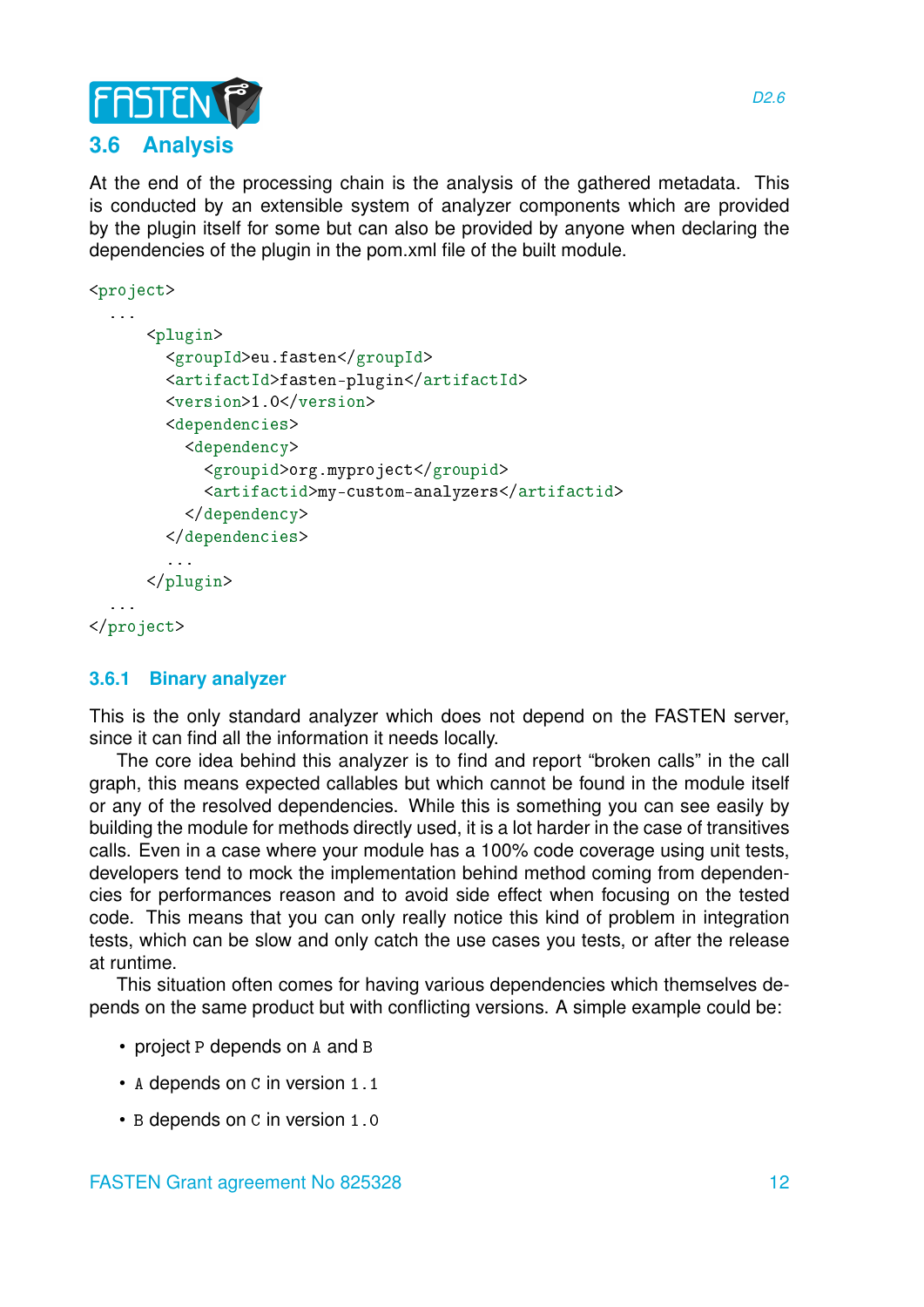## 3.6 Analysis

At the end of the processing chain is the analysis of the gathered metadata. This is conducted by an extensible system of analyzer components which are provided by the plugin itself for some but can also be provided by anyone when declaring the dependencies of the plugin in the pom.xml file of the built module.

```
<project>
  ...
      <plugin>
        <groupId>eu.fasten</groupId>
        <artifactId>fasten-plugin</artifactId>
        <version>1.0</version>
        <dependencies>
          <dependency>
            <groupid>org.myproject</groupid>
            <artifactid>my-custom-analyzers</artifactid>
          </dependency>
        </dependencies>
        ...
      </plugin>
  ...
</project>
```

### 3.6.1 Binary analyzer

This is the only standard analyzer which does not depend on the FASTEN server, since it can find all the information it needs locally.

The core idea behind this analyzer is to find and report "broken calls" in the call graph, this means expected callables but which cannot be found in the module itself or any of the resolved dependencies. While this is something you can see easily by building the module for methods directly used, it is a lot harder in the case of transitives calls. Even in a case where your module has a 100% code coverage using unit tests, developers tend to mock the implementation behind method coming from dependencies for performances reason and to avoid side effect when focusing on the tested code. This means that you can only really notice this kind of problem in integration tests, which can be slow and only catch the use cases you tests, or after the release at runtime.

This situation often comes for having various dependencies which themselves depends on the same product but with conflicting versions. A simple example could be:

- project `P` depends on `A` and `B`
- `A` depends on `C` in version `1.1`
- `B` depends on `C` in version `1.0`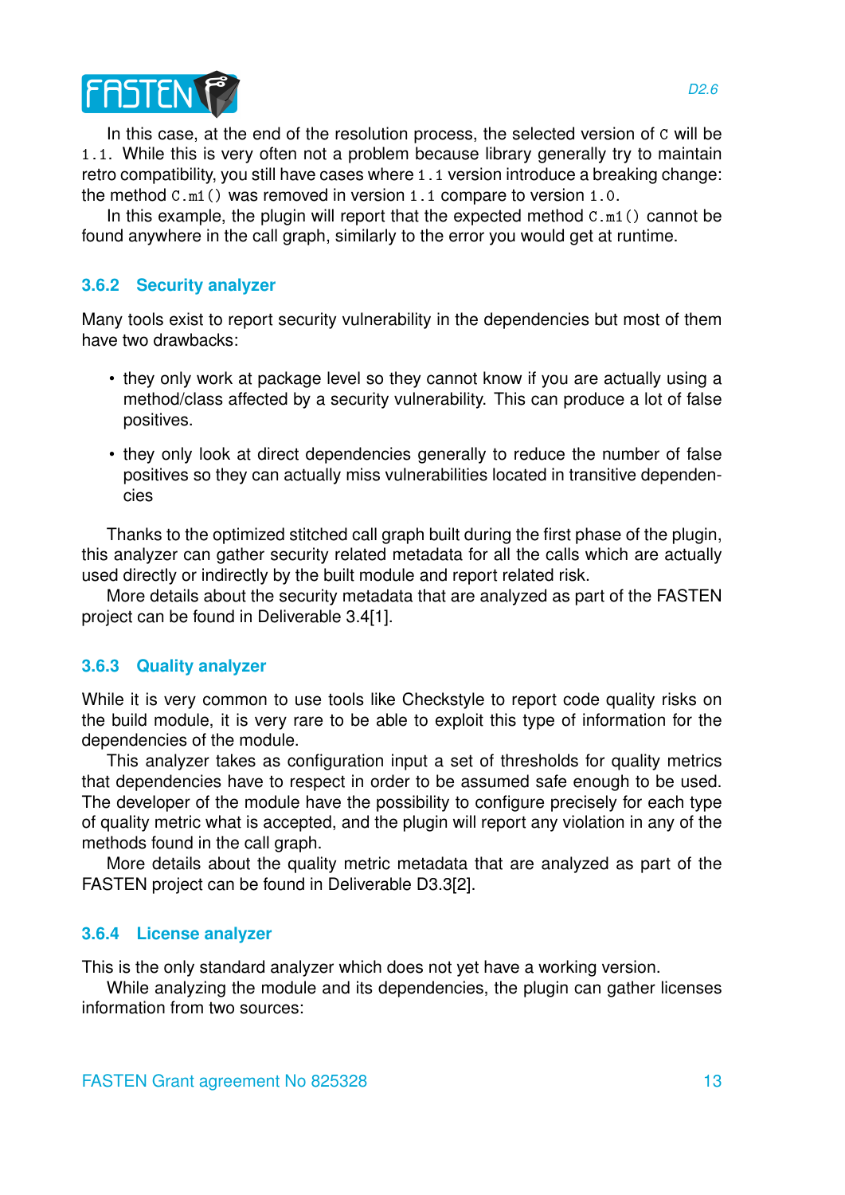In this case, at the end of the resolution process, the selected version of `C` will be `1.1`. While this is very often not a problem because library generally try to maintain retro compatibility, you still have cases where `1.1` version introduce a breaking change: the method `C.m1()` was removed in version `1.1` compare to version `1.0`.

In this example, the plugin will report that the expected method `C.m1()` cannot be found anywhere in the call graph, similarly to the error you would get at runtime.

### 3.6.2 Security analyzer

Many tools exist to report security vulnerability in the dependencies but most of them have two drawbacks:

- they only work at package level so they cannot know if you are actually using a method/class affected by a security vulnerability. This can produce a lot of false positives.
- they only look at direct dependencies generally to reduce the number of false positives so they can actually miss vulnerabilities located in transitive dependencies

Thanks to the optimized stitched call graph built during the first phase of the plugin, this analyzer can gather security related metadata for all the calls which are actually used directly or indirectly by the built module and report related risk.

More details about the security metadata that are analyzed as part of the FASTEN project can be found in Deliverable 3.4[1].

### 3.6.3 Quality analyzer

While it is very common to use tools like Checkstyle to report code quality risks on the build module, it is very rare to be able to exploit this type of information for the dependencies of the module.

This analyzer takes as configuration input a set of thresholds for quality metrics that dependencies have to respect in order to be assumed safe enough to be used. The developer of the module have the possibility to configure precisely for each type of quality metric what is accepted, and the plugin will report any violation in any of the methods found in the call graph.

More details about the quality metric metadata that are analyzed as part of the FASTEN project can be found in Deliverable D3.3[2].

### 3.6.4 License analyzer

This is the only standard analyzer which does not yet have a working version.

While analyzing the module and its dependencies, the plugin can gather licenses information from two sources: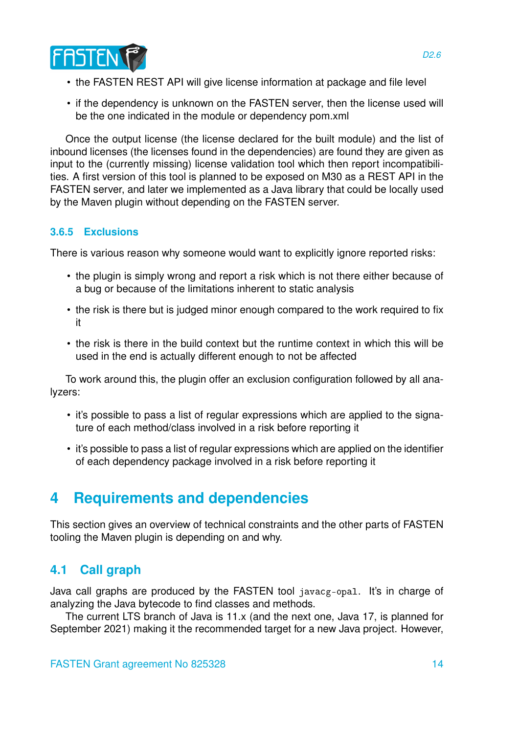- the FASTEN REST API will give license information at package and file level
- if the dependency is unknown on the FASTEN server, then the license used will be the one indicated in the module or dependency pom.xml

Once the output license (the license declared for the built module) and the list of inbound licenses (the licenses found in the dependencies) are found they are given as input to the (currently missing) license validation tool which then report incompatibilities. A first version of this tool is planned to be exposed on M30 as a REST API in the FASTEN server, and later we implemented as a Java library that could be locally used by the Maven plugin without depending on the FASTEN server.

### 3.6.5 Exclusions

There is various reason why someone would want to explicitly ignore reported risks:

- the plugin is simply wrong and report a risk which is not there either because of a bug or because of the limitations inherent to static analysis
- the risk is there but is judged minor enough compared to the work required to fix it
- the risk is there in the build context but the runtime context in which this will be used in the end is actually different enough to not be affected

To work around this, the plugin offer an exclusion configuration followed by all analyzers:

- it's possible to pass a list of regular expressions which are applied to the signature of each method/class involved in a risk before reporting it
- it's possible to pass a list of regular expressions which are applied on the identifier of each dependency package involved in a risk before reporting it

# 4 Requirements and dependencies

This section gives an overview of technical constraints and the other parts of FASTEN tooling the Maven plugin is depending on and why.

## 4.1 Call graph

Java call graphs are produced by the FASTEN tool `javacg-opal`. It's in charge of analyzing the Java bytecode to find classes and methods.

The current LTS branch of Java is 11.x (and the next one, Java 17, is planned for September 2021) making it the recommended target for a new Java project. However,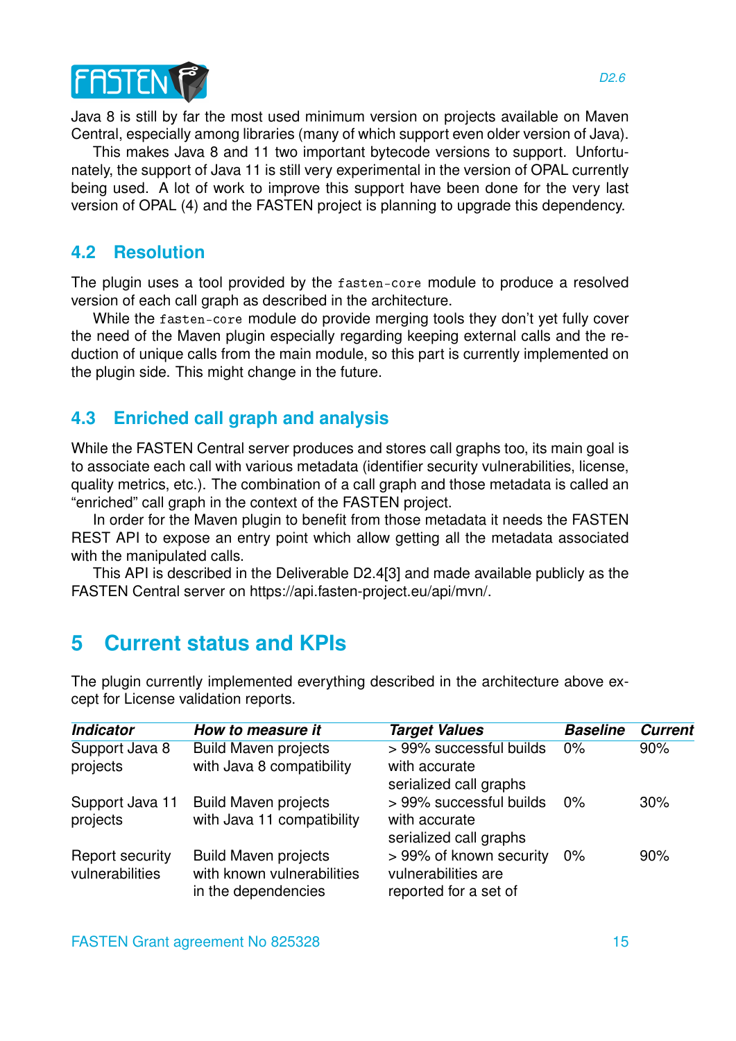Java 8 is still by far the most used minimum version on projects available on Maven Central, especially among libraries (many of which support even older version of Java).

This makes Java 8 and 11 two important bytecode versions to support. Unfortunately, the support of Java 11 is still very experimental in the version of OPAL currently being used. A lot of work to improve this support have been done for the very last version of OPAL (4) and the FASTEN project is planning to upgrade this dependency.

## 4.2 Resolution

The plugin uses a tool provided by the `fasten-core` module to produce a resolved version of each call graph as described in the architecture.

While the `fasten-core` module do provide merging tools they don't yet fully cover the need of the Maven plugin especially regarding keeping external calls and the reduction of unique calls from the main module, so this part is currently implemented on the plugin side. This might change in the future.

## 4.3 Enriched call graph and analysis

While the FASTEN Central server produces and stores call graphs too, its main goal is to associate each call with various metadata (identifier security vulnerabilities, license, quality metrics, etc.). The combination of a call graph and those metadata is called an "enriched" call graph in the context of the FASTEN project.

In order for the Maven plugin to benefit from those metadata it needs the FASTEN REST API to expose an entry point which allow getting all the metadata associated with the manipulated calls.

This API is described in the Deliverable D2.4[3] and made available publicly as the FASTEN Central server on https://api.fasten-project.eu/api/mvn/.

# 5 Current status and KPIs

The plugin currently implemented everything described in the architecture above except for License validation reports.

| ***Indicator*** | ***How to measure it*** | ***Target Values*** | ***Baseline*** | ***Current*** |
|---|---|---|---|---|
| Support Java 8 projects | Build Maven projects with Java 8 compatibility | > 99% successful builds with accurate serialized call graphs | 0% | 90% |
| Support Java 11 projects | Build Maven projects with Java 11 compatibility | > 99% successful builds with accurate serialized call graphs | 0% | 30% |
| Report security vulnerabilities | Build Maven projects with known vulnerabilities in the dependencies | > 99% of known security vulnerabilities are reported for a set of | 0% | 90% |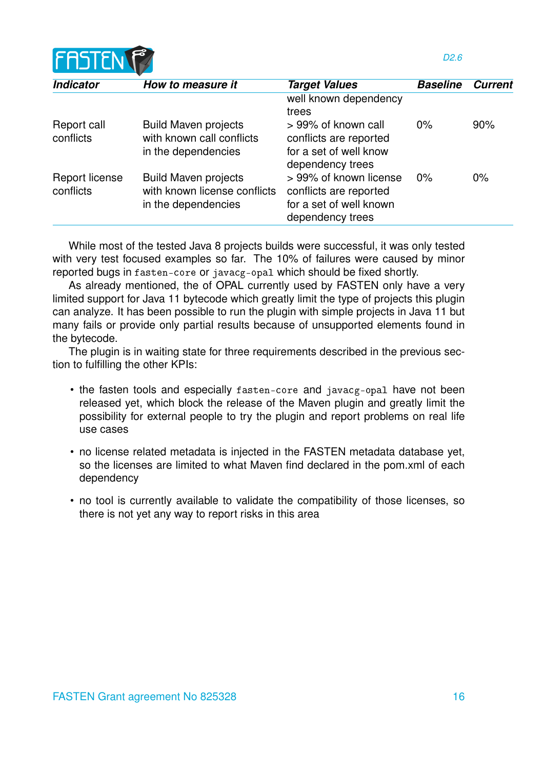| *Indicator* | *How to measure it* | *Target Values* | *Baseline* | *Current* |
|---|---|---|---|---|
| | | well known dependency trees | | |
| Report call conflicts | Build Maven projects with known call conflicts in the dependencies | > 99% of known call conflicts are reported for a set of well know dependency trees | 0% | 90% |
| Report license conflicts | Build Maven projects with known license conflicts in the dependencies | > 99% of known license conflicts are reported for a set of well known dependency trees | 0% | 0% |

While most of the tested Java 8 projects builds were successful, it was only tested with very test focused examples so far. The 10% of failures were caused by minor reported bugs in `fasten-core` or `javacg-opal` which should be fixed shortly.

As already mentioned, the of OPAL currently used by FASTEN only have a very limited support for Java 11 bytecode which greatly limit the type of projects this plugin can analyze. It has been possible to run the plugin with simple projects in Java 11 but many fails or provide only partial results because of unsupported elements found in the bytecode.

The plugin is in waiting state for three requirements described in the previous section to fulfilling the other KPIs:

- the fasten tools and especially `fasten-core` and `javacg-opal` have not been released yet, which block the release of the Maven plugin and greatly limit the possibility for external people to try the plugin and report problems on real life use cases
- no license related metadata is injected in the FASTEN metadata database yet, so the licenses are limited to what Maven find declared in the pom.xml of each dependency
- no tool is currently available to validate the compatibility of those licenses, so there is not yet any way to report risks in this area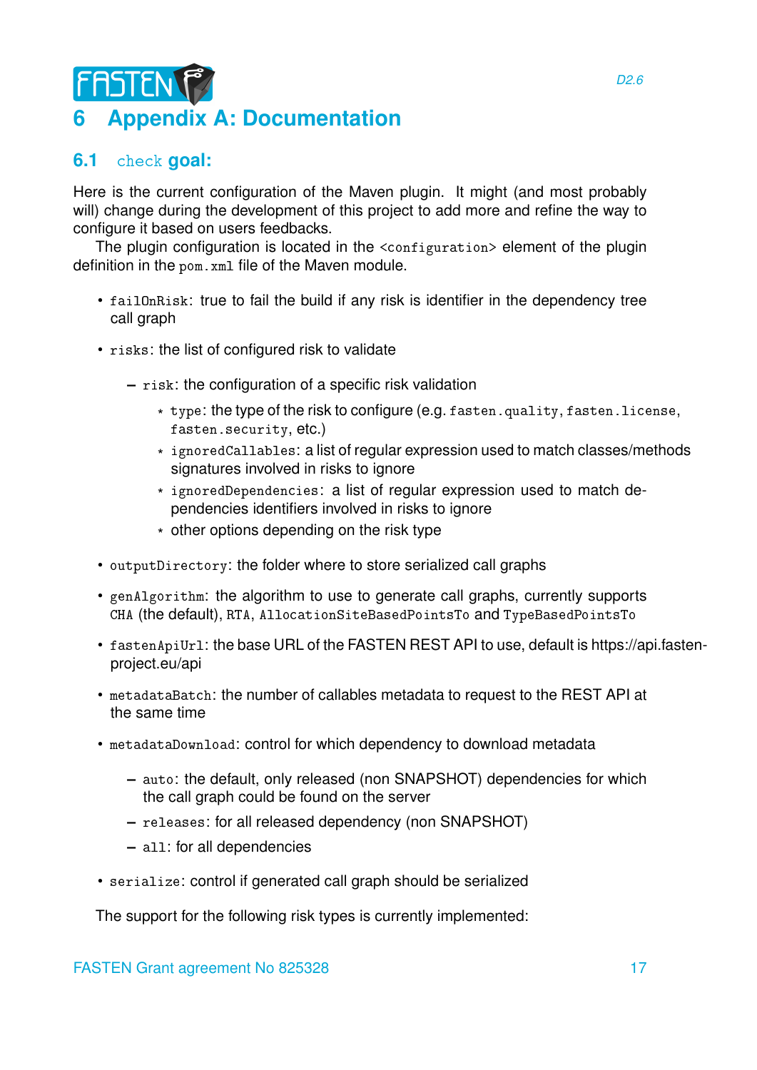# 6 Appendix A: Documentation

## 6.1 `check` goal:

Here is the current configuration of the Maven plugin. It might (and most probably will) change during the development of this project to add more and refine the way to configure it based on users feedbacks.

The plugin configuration is located in the `<configuration>` element of the plugin definition in the `pom.xml` file of the Maven module.

- `failOnRisk`: true to fail the build if any risk is identifier in the dependency tree call graph
- `risks`: the list of configured risk to validate
  - `risk`: the configuration of a specific risk validation
    - `type`: the type of the risk to configure (e.g. `fasten.quality`, `fasten.license`, `fasten.security`, etc.)
    - `ignoredCallables`: a list of regular expression used to match classes/methods signatures involved in risks to ignore
    - `ignoredDependencies`: a list of regular expression used to match dependencies identifiers involved in risks to ignore
    - other options depending on the risk type
- `outputDirectory`: the folder where to store serialized call graphs
- `genAlgorithm`: the algorithm to use to generate call graphs, currently supports `CHA` (the default), `RTA`, `AllocationSiteBasedPointsTo` and `TypeBasedPointsTo`
- `fastenApiUrl`: the base URL of the FASTEN REST API to use, default is https://api.fasten-project.eu/api
- `metadataBatch`: the number of callables metadata to request to the REST API at the same time
- `metadataDownload`: control for which dependency to download metadata
  - `auto`: the default, only released (non SNAPSHOT) dependencies for which the call graph could be found on the server
  - `releases`: for all released dependency (non SNAPSHOT)
  - `all`: for all dependencies
- `serialize`: control if generated call graph should be serialized

The support for the following risk types is currently implemented: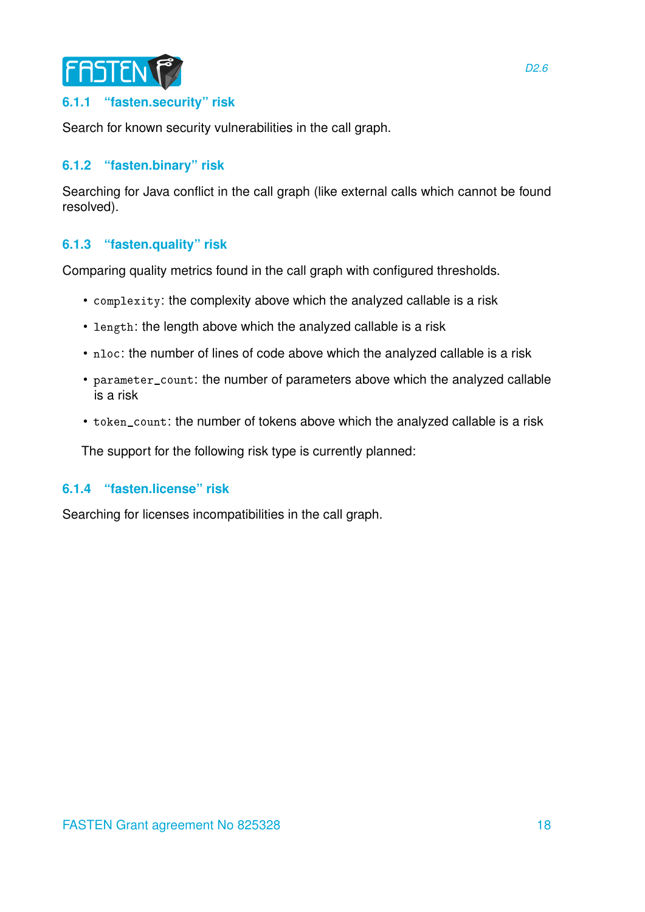### 6.1.1 "fasten.security" risk

Search for known security vulnerabilities in the call graph.

### 6.1.2 "fasten.binary" risk

Searching for Java conflict in the call graph (like external calls which cannot be found resolved).

### 6.1.3 "fasten.quality" risk

Comparing quality metrics found in the call graph with configured thresholds.

- `complexity`: the complexity above which the analyzed callable is a risk
- `length`: the length above which the analyzed callable is a risk
- `nloc`: the number of lines of code above which the analyzed callable is a risk
- `parameter_count`: the number of parameters above which the analyzed callable is a risk
- `token_count`: the number of tokens above which the analyzed callable is a risk

The support for the following risk type is currently planned:

### 6.1.4 "fasten.license" risk

Searching for licenses incompatibilities in the call graph.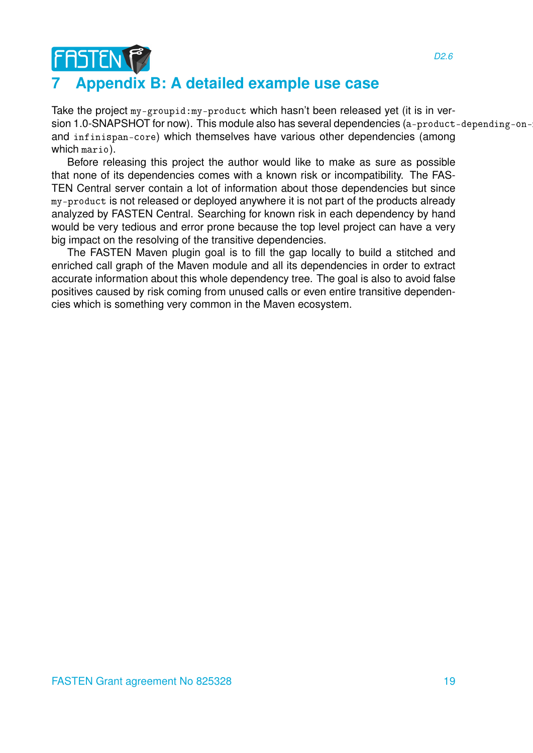# 7 Appendix B: A detailed example use case

Take the project `my-groupid:my-product` which hasn't been released yet (it is in version 1.0-SNAPSHOT for now). This module also has several dependencies (`a-product-depending-on-` and `infinispan-core`) which themselves have various other dependencies (among which `mario`).

Before releasing this project the author would like to make as sure as possible that none of its dependencies comes with a known risk or incompatibility. The FASTEN Central server contain a lot of information about those dependencies but since `my-product` is not released or deployed anywhere it is not part of the products already analyzed by FASTEN Central. Searching for known risk in each dependency by hand would be very tedious and error prone because the top level project can have a very big impact on the resolving of the transitive dependencies.

The FASTEN Maven plugin goal is to fill the gap locally to build a stitched and enriched call graph of the Maven module and all its dependencies in order to extract accurate information about this whole dependency tree. The goal is also to avoid false positives caused by risk coming from unused calls or even entire transitive dependencies which is something very common in the Maven ecosystem.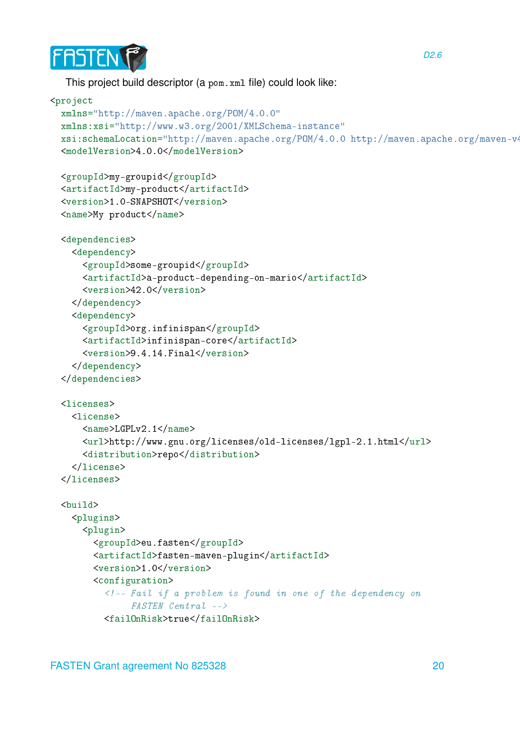This project build descriptor (a `pom.xml` file) could look like:

```
<project
  xmlns="http://maven.apache.org/POM/4.0.0"
  xmlns:xsi="http://www.w3.org/2001/XMLSchema-instance"
  xsi:schemaLocation="http://maven.apache.org/POM/4.0.0 http://maven.apache.org/maven-v4
  <modelVersion>4.0.0</modelVersion>

  <groupId>my-groupid</groupId>
  <artifactId>my-product</artifactId>
  <version>1.0-SNAPSHOT</version>
  <name>My product</name>

  <dependencies>
    <dependency>
      <groupId>some-groupid</groupId>
      <artifactId>a-product-depending-on-mario</artifactId>
      <version>42.0</version>
    </dependency>
    <dependency>
      <groupId>org.infinispan</groupId>
      <artifactId>infinispan-core</artifactId>
      <version>9.4.14.Final</version>
    </dependency>
  </dependencies>

  <licenses>
    <license>
      <name>LGPLv2.1</name>
      <url>http://www.gnu.org/licenses/old-licenses/lgpl-2.1.html</url>
      <distribution>repo</distribution>
    </license>
  </licenses>

  <build>
    <plugins>
      <plugin>
        <groupId>eu.fasten</groupId>
        <artifactId>fasten-maven-plugin</artifactId>
        <version>1.0</version>
        <configuration>
          <!-- Fail if a problem is found in one of the dependency on
               FASTEN Central -->
          <failOnRisk>true</failOnRisk>
```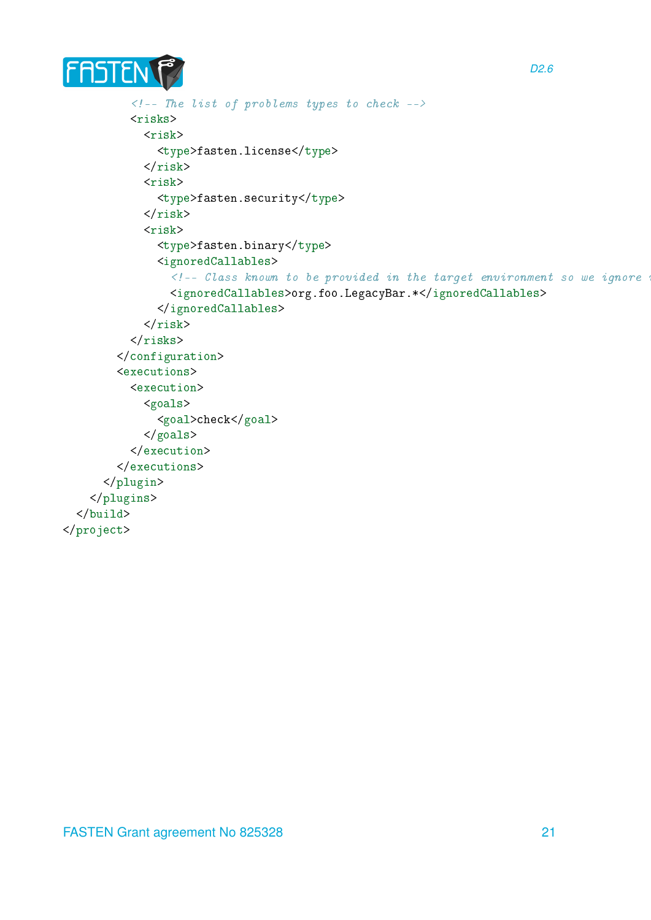```xml
        <!-- The list of problems types to check -->
        <risks>
          <risk>
            <type>fasten.license</type>
          </risk>
          <risk>
            <type>fasten.security</type>
          </risk>
          <risk>
            <type>fasten.binary</type>
            <ignoredCallables>
              <!-- Class known to be provided in the target environment so we ignore i
              <ignoredCallables>org.foo.LegacyBar.*</ignoredCallables>
            </ignoredCallables>
          </risk>
        </risks>
      </configuration>
      <executions>
        <execution>
          <goals>
            <goal>check</goal>
          </goals>
        </execution>
      </executions>
    </plugin>
  </plugins>
</build>
</project>
```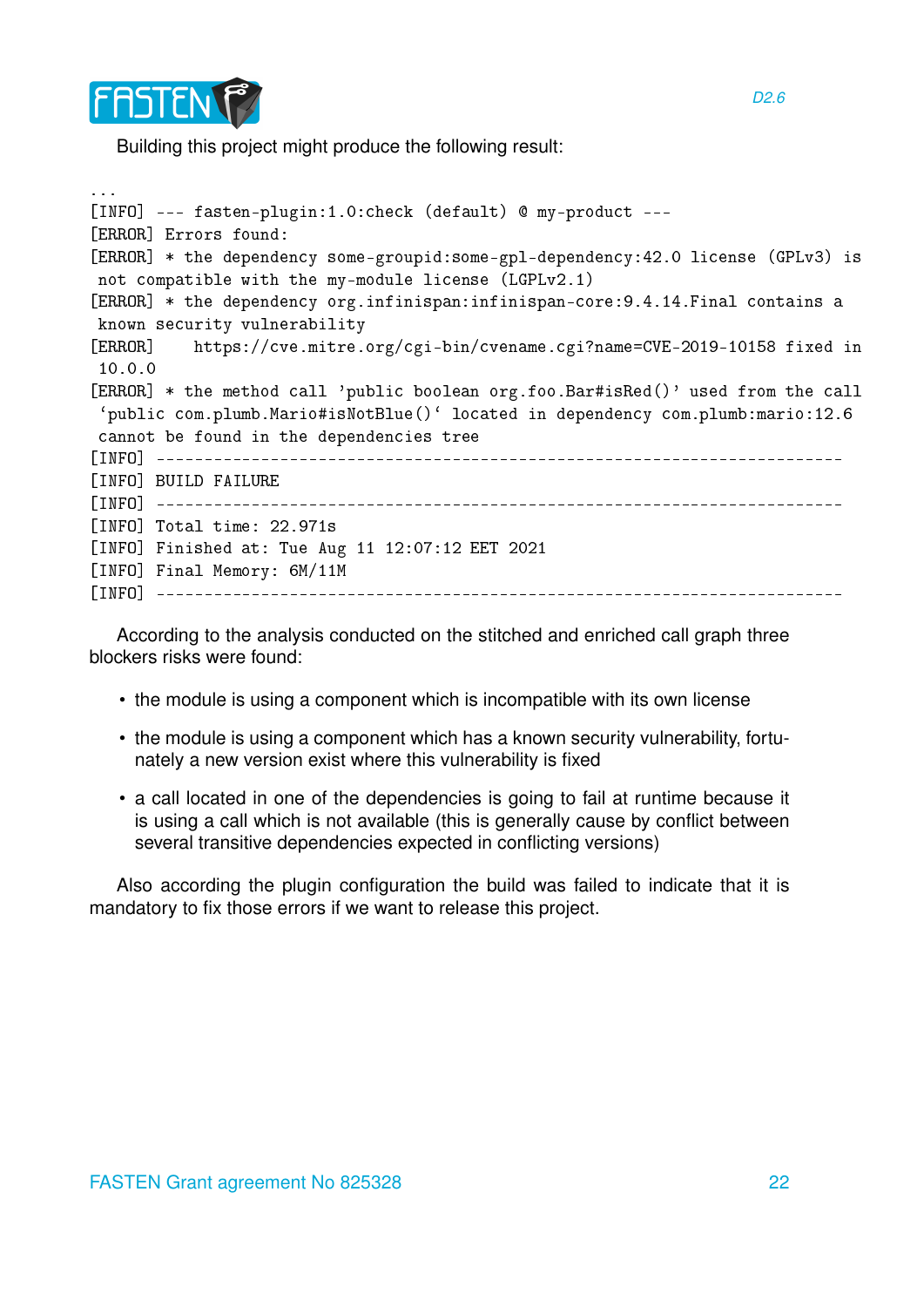Building this project might produce the following result:

```
...
[INFO] --- fasten-plugin:1.0:check (default) @ my-product ---
[ERROR] Errors found:
[ERROR] * the dependency some-groupid:some-gpl-dependency:42.0 license (GPLv3) is
 not compatible with the my-module license (LGPLv2.1)
[ERROR] * the dependency org.infinispan:infinispan-core:9.4.14.Final contains a
 known security vulnerability
[ERROR]     https://cve.mitre.org/cgi-bin/cvename.cgi?name=CVE-2019-10158 fixed in
 10.0.0
[ERROR] * the method call 'public boolean org.foo.Bar#isRed()' used from the call
 'public com.plumb.Mario#isNotBlue()' located in dependency com.plumb:mario:12.6
 cannot be found in the dependencies tree
[INFO] ------------------------------------------------------------------------
[INFO] BUILD FAILURE
[INFO] ------------------------------------------------------------------------
[INFO] Total time: 22.971s
[INFO] Finished at: Tue Aug 11 12:07:12 EET 2021
[INFO] Final Memory: 6M/11M
[INFO] ------------------------------------------------------------------------
```

According to the analysis conducted on the stitched and enriched call graph three blockers risks were found:

- the module is using a component which is incompatible with its own license
- the module is using a component which has a known security vulnerability, fortunately a new version exist where this vulnerability is fixed
- a call located in one of the dependencies is going to fail at runtime because it is using a call which is not available (this is generally cause by conflict between several transitive dependencies expected in conflicting versions)

Also according the plugin configuration the build was failed to indicate that it is mandatory to fix those errors if we want to release this project.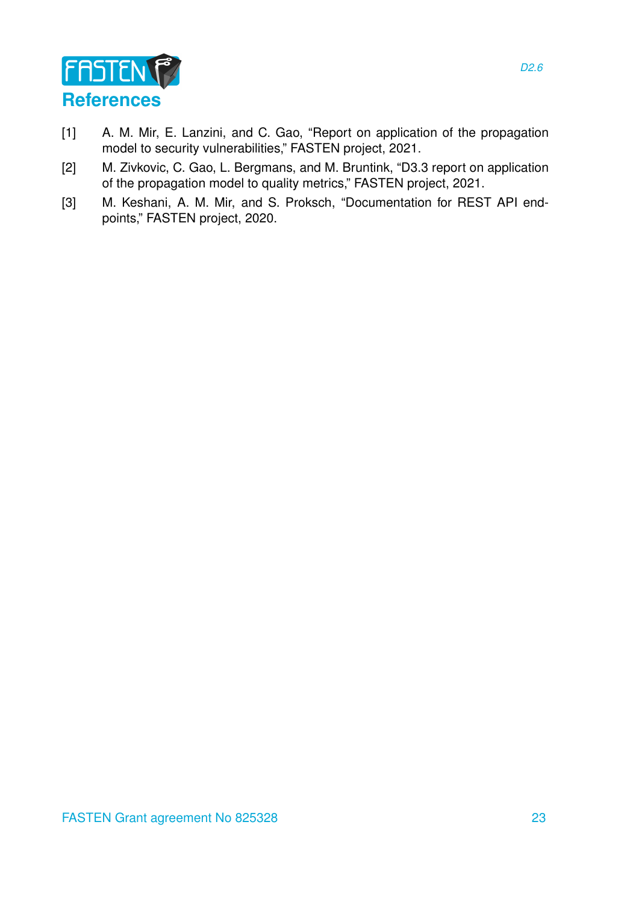# References

[1] A. M. Mir, E. Lanzini, and C. Gao, "Report on application of the propagation model to security vulnerabilities," FASTEN project, 2021.

[2] M. Zivkovic, C. Gao, L. Bergmans, and M. Bruntink, "D3.3 report on application of the propagation model to quality metrics," FASTEN project, 2021.

[3] M. Keshani, A. M. Mir, and S. Proksch, "Documentation for REST API endpoints," FASTEN project, 2020.